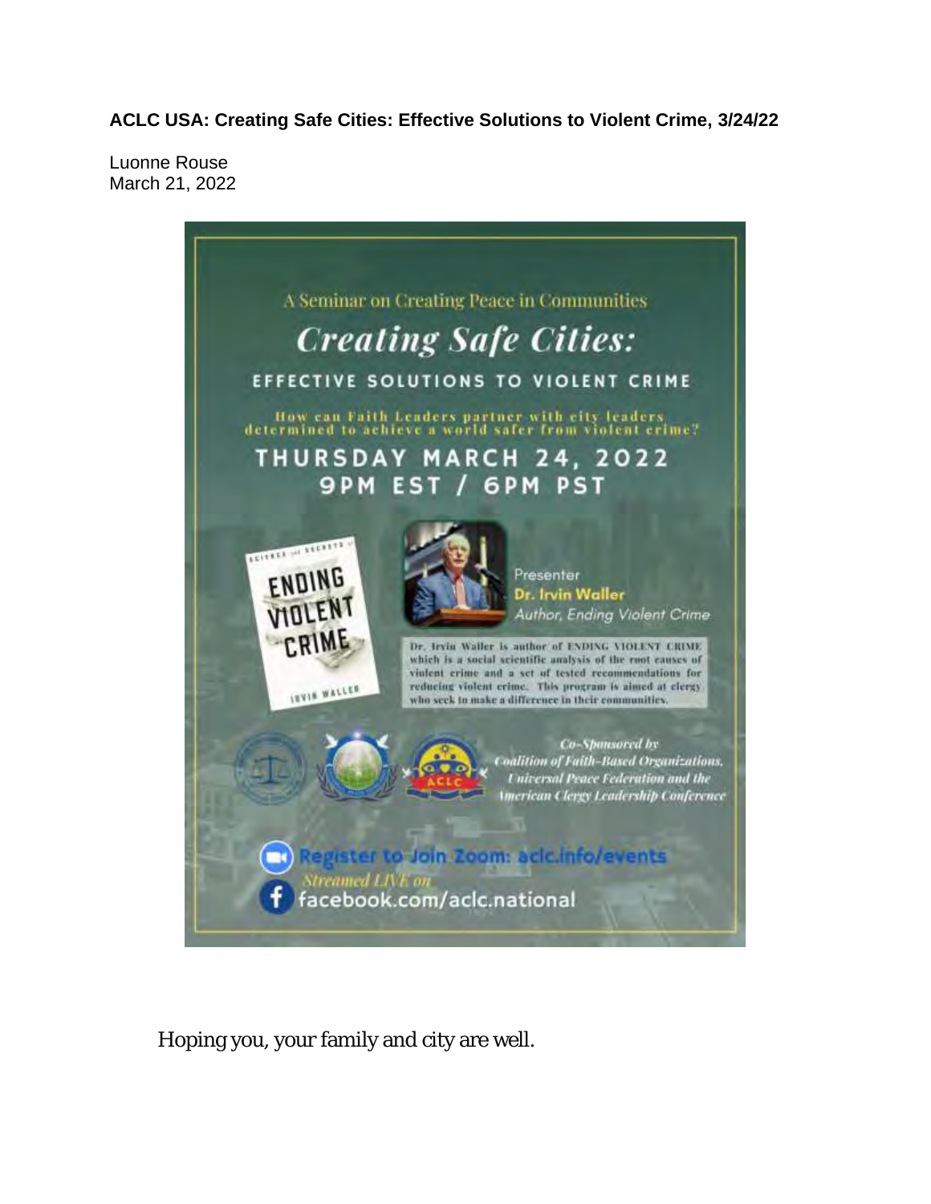**ACLC USA: Creating Safe Cities: Effective Solutions to Violent Crime, 3/24/22**

Luonne Rouse
March 21, 2022

A Seminar on Creating Peace in Communities

*Creating Safe Cities:*

EFFECTIVE SOLUTIONS TO VIOLENT CRIME

How can Faith Leaders partner with city leaders determined to achieve a world safer from violent crime?

THURSDAY MARCH 24, 2022
9PM EST / 6PM PST

SCIENCE and SECRETS of ENDING VIOLENT CRIME
IRVIN WALLER

Presenter
**Dr. Irvin Waller**
*Author, Ending Violent Crime*

Dr. Irvin Waller is author of ENDING VIOLENT CRIME which is a social scientific analysis of the root causes of violent crime and a set of tested recommendations for reducing violent crime. This program is aimed at clergy who seek to make a difference in their communities.

*Co-Sponsored by Coalition of Faith-Based Organizations, Universal Peace Federation and the American Clergy Leadership Conference*

Register to Join Zoom: aclc.info/events
*Streamed LIVE on*
facebook.com/aclc.national

Hoping you, your family and city are well.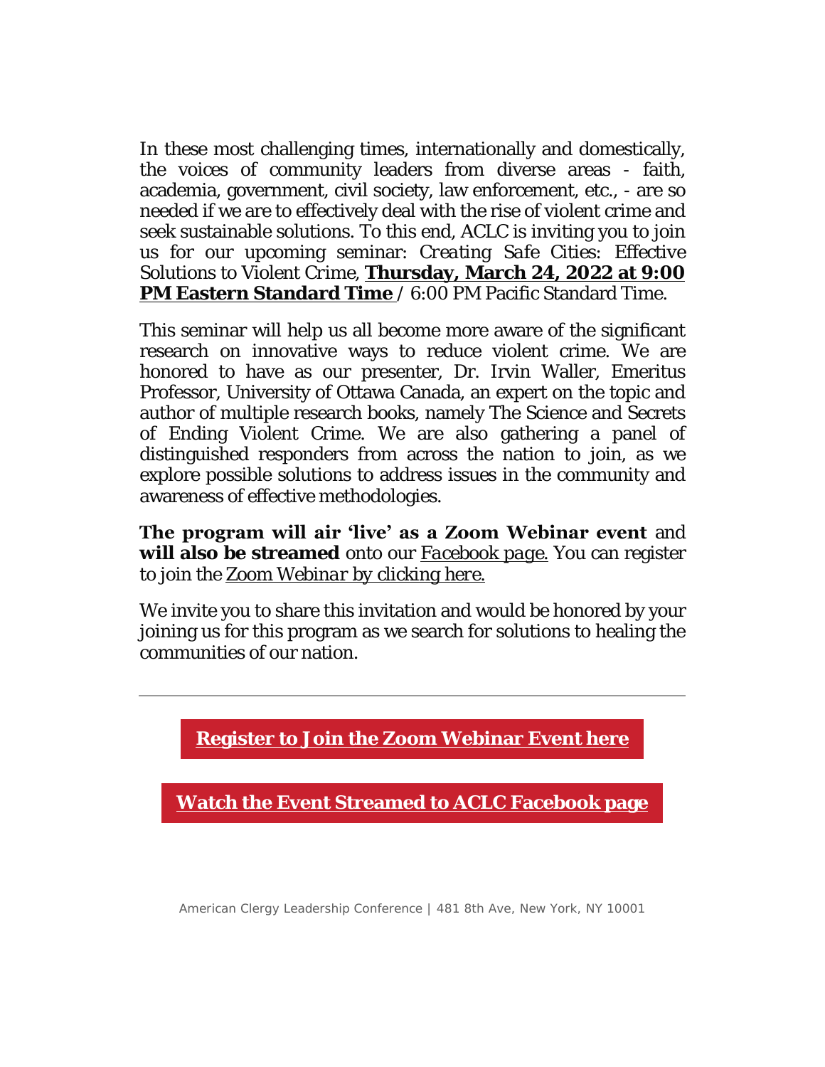In these most challenging times, internationally and domestically, the voices of community leaders from diverse areas - faith, academia, government, civil society, law enforcement, etc., - are so needed if we are to effectively deal with the rise of violent crime and seek sustainable solutions. To this end, ACLC is inviting you to join us for our upcoming seminar: *Creating Safe Cities:* Effective Solutions to Violent Crime, **Thursday, March 24, 2022 at 9:00 PM Eastern Standard Time** / 6:00 PM Pacific Standard Time.

This seminar will help us all become more aware of the significant research on innovative ways to reduce violent crime. We are honored to have as our presenter, Dr. Irvin Waller, Emeritus Professor, University of Ottawa Canada, an expert on the topic and author of multiple research books, namely The Science and Secrets of Ending Violent Crime. We are also gathering a panel of distinguished responders from across the nation to join, as we explore possible solutions to address issues in the community and awareness of effective methodologies.

**The program will air 'live' as a Zoom Webinar event** and **will also be streamed** onto our *Facebook page.* You can register to join the *Zoom Webinar by clicking here.*

We invite you to share this invitation and would be honored by your joining us for this program as we search for solutions to healing the communities of our nation.

---

**Register to Join the Zoom Webinar Event here**

**Watch the Event Streamed to ACLC Facebook page**

American Clergy Leadership Conference | 481 8th Ave, New York, NY 10001